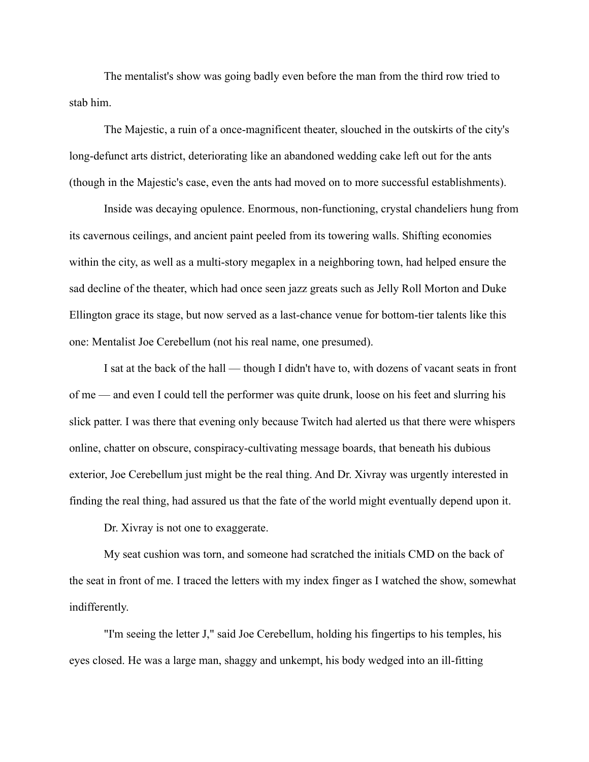The mentalist's show was going badly even before the man from the third row tried to stab him.

The Majestic, a ruin of a once-magnificent theater, slouched in the outskirts of the city's long-defunct arts district, deteriorating like an abandoned wedding cake left out for the ants (though in the Majestic's case, even the ants had moved on to more successful establishments).

Inside was decaying opulence. Enormous, non-functioning, crystal chandeliers hung from its cavernous ceilings, and ancient paint peeled from its towering walls. Shifting economies within the city, as well as a multi-story megaplex in a neighboring town, had helped ensure the sad decline of the theater, which had once seen jazz greats such as Jelly Roll Morton and Duke Ellington grace its stage, but now served as a last-chance venue for bottom-tier talents like this one: Mentalist Joe Cerebellum (not his real name, one presumed).

I sat at the back of the hall — though I didn't have to, with dozens of vacant seats in front of me — and even I could tell the performer was quite drunk, loose on his feet and slurring his slick patter. I was there that evening only because Twitch had alerted us that there were whispers online, chatter on obscure, conspiracy-cultivating message boards, that beneath his dubious exterior, Joe Cerebellum just might be the real thing. And Dr. Xivray was urgently interested in finding the real thing, had assured us that the fate of the world might eventually depend upon it.

Dr. Xivray is not one to exaggerate.

My seat cushion was torn, and someone had scratched the initials CMD on the back of the seat in front of me. I traced the letters with my index finger as I watched the show, somewhat indifferently.

"I'm seeing the letter J," said Joe Cerebellum, holding his fingertips to his temples, his eyes closed. He was a large man, shaggy and unkempt, his body wedged into an ill-fitting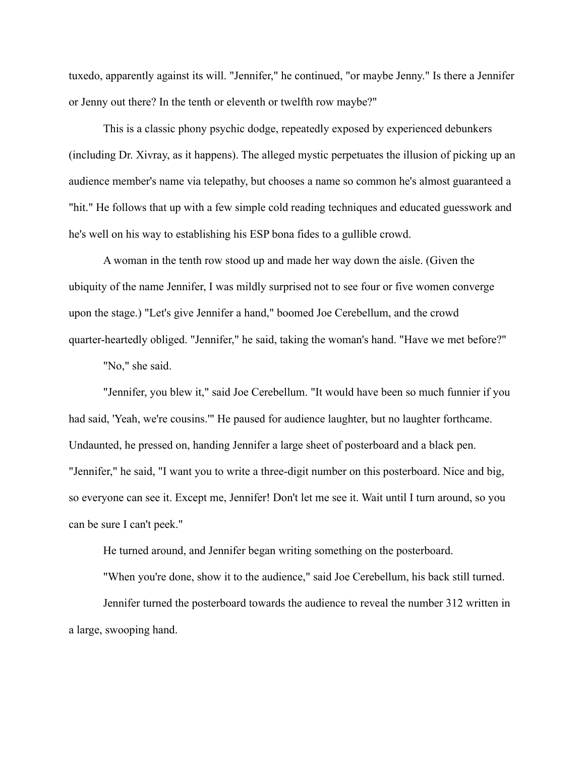tuxedo, apparently against its will. "Jennifer," he continued, "or maybe Jenny." Is there a Jennifer or Jenny out there? In the tenth or eleventh or twelfth row maybe?"

This is a classic phony psychic dodge, repeatedly exposed by experienced debunkers (including Dr. Xivray, as it happens). The alleged mystic perpetuates the illusion of picking up an audience member's name via telepathy, but chooses a name so common he's almost guaranteed a "hit." He follows that up with a few simple cold reading techniques and educated guesswork and he's well on his way to establishing his ESP bona fides to a gullible crowd.

A woman in the tenth row stood up and made her way down the aisle. (Given the ubiquity of the name Jennifer, I was mildly surprised not to see four or five women converge upon the stage.) "Let's give Jennifer a hand," boomed Joe Cerebellum, and the crowd quarter-heartedly obliged. "Jennifer," he said, taking the woman's hand. "Have we met before?"

"No," she said.

"Jennifer, you blew it," said Joe Cerebellum. "It would have been so much funnier if you had said, 'Yeah, we're cousins.'" He paused for audience laughter, but no laughter forthcame. Undaunted, he pressed on, handing Jennifer a large sheet of posterboard and a black pen. "Jennifer," he said, "I want you to write a three-digit number on this posterboard. Nice and big, so everyone can see it. Except me, Jennifer! Don't let me see it. Wait until I turn around, so you can be sure I can't peek."

He turned around, and Jennifer began writing something on the posterboard.

"When you're done, show it to the audience," said Joe Cerebellum, his back still turned.

Jennifer turned the posterboard towards the audience to reveal the number 312 written in a large, swooping hand.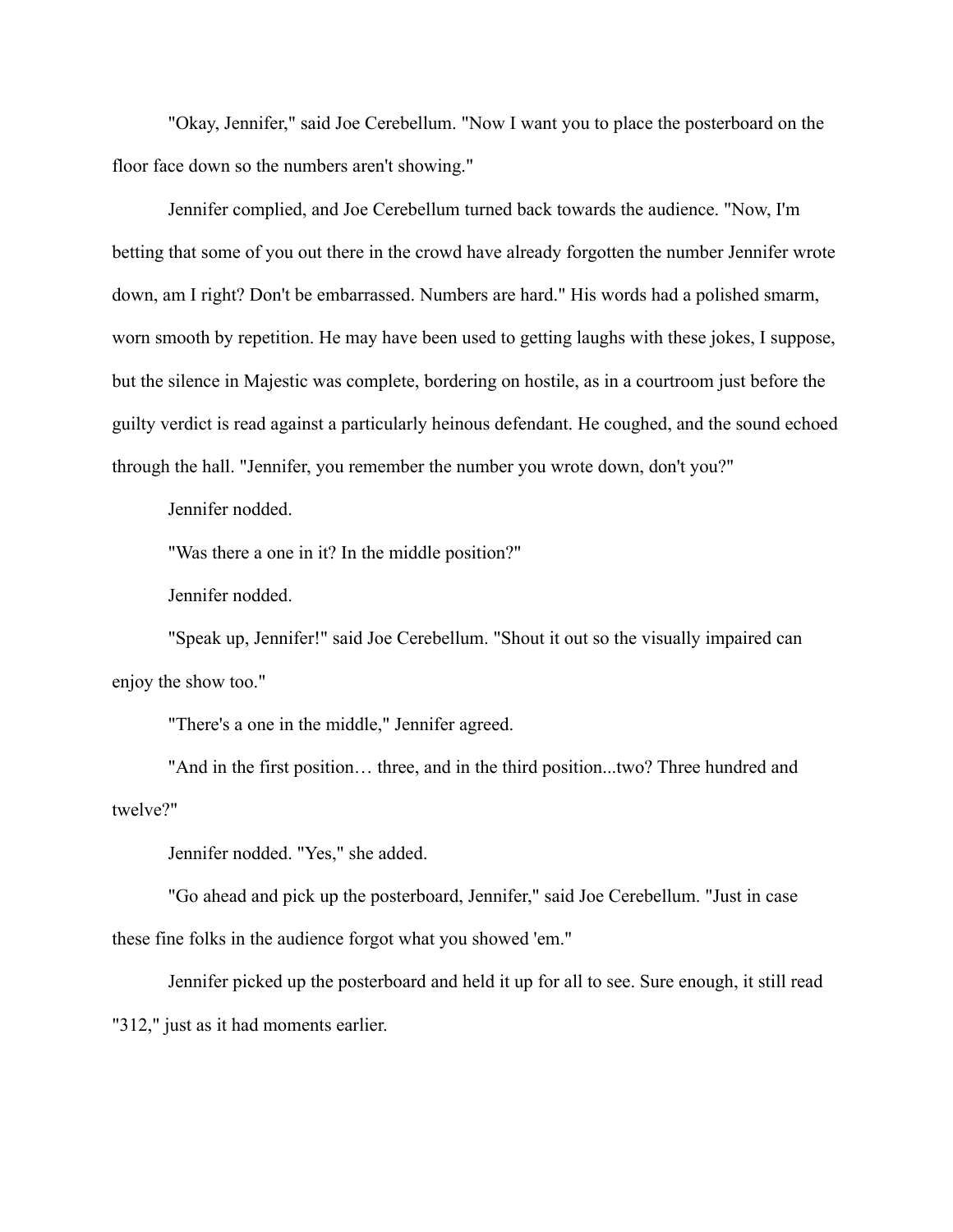"Okay, Jennifer," said Joe Cerebellum. "Now I want you to place the posterboard on the floor face down so the numbers aren't showing."

Jennifer complied, and Joe Cerebellum turned back towards the audience. "Now, I'm betting that some of you out there in the crowd have already forgotten the number Jennifer wrote down, am I right? Don't be embarrassed. Numbers are hard." His words had a polished smarm, worn smooth by repetition. He may have been used to getting laughs with these jokes, I suppose, but the silence in Majestic was complete, bordering on hostile, as in a courtroom just before the guilty verdict is read against a particularly heinous defendant. He coughed, and the sound echoed through the hall. "Jennifer, you remember the number you wrote down, don't you?"

Jennifer nodded.

"Was there a one in it? In the middle position?"

Jennifer nodded.

"Speak up, Jennifer!" said Joe Cerebellum. "Shout it out so the visually impaired can enjoy the show too."

"There's a one in the middle," Jennifer agreed.

"And in the first position… three, and in the third position...two? Three hundred and twelve?"

Jennifer nodded. "Yes," she added.

"Go ahead and pick up the posterboard, Jennifer," said Joe Cerebellum. "Just in case these fine folks in the audience forgot what you showed 'em."

Jennifer picked up the posterboard and held it up for all to see. Sure enough, it still read "312," just as it had moments earlier.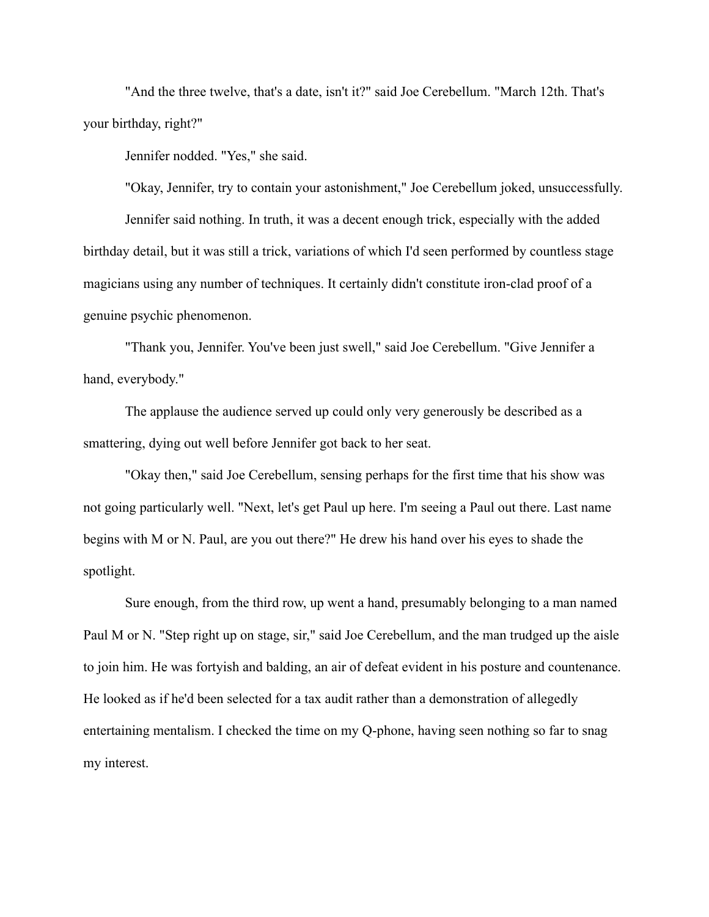"And the three twelve, that's a date, isn't it?" said Joe Cerebellum. "March 12th. That's your birthday, right?"

Jennifer nodded. "Yes," she said.

"Okay, Jennifer, try to contain your astonishment," Joe Cerebellum joked, unsuccessfully.

Jennifer said nothing. In truth, it was a decent enough trick, especially with the added birthday detail, but it was still a trick, variations of which I'd seen performed by countless stage magicians using any number of techniques. It certainly didn't constitute iron-clad proof of a genuine psychic phenomenon.

"Thank you, Jennifer. You've been just swell," said Joe Cerebellum. "Give Jennifer a hand, everybody."

The applause the audience served up could only very generously be described as a smattering, dying out well before Jennifer got back to her seat.

"Okay then," said Joe Cerebellum, sensing perhaps for the first time that his show was not going particularly well. "Next, let's get Paul up here. I'm seeing a Paul out there. Last name begins with M or N. Paul, are you out there?" He drew his hand over his eyes to shade the spotlight.

Sure enough, from the third row, up went a hand, presumably belonging to a man named Paul M or N. "Step right up on stage, sir," said Joe Cerebellum, and the man trudged up the aisle to join him. He was fortyish and balding, an air of defeat evident in his posture and countenance. He looked as if he'd been selected for a tax audit rather than a demonstration of allegedly entertaining mentalism. I checked the time on my Q-phone, having seen nothing so far to snag my interest.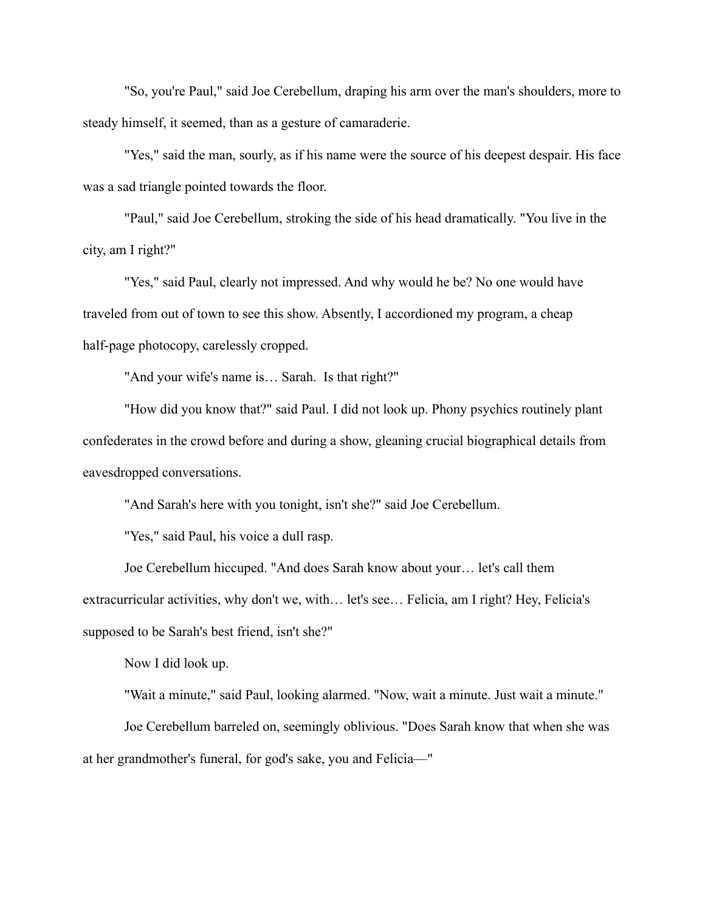"So, you're Paul," said Joe Cerebellum, draping his arm over the man's shoulders, more to steady himself, it seemed, than as a gesture of camaraderie.

"Yes," said the man, sourly, as if his name were the source of his deepest despair. His face was a sad triangle pointed towards the floor.

"Paul," said Joe Cerebellum, stroking the side of his head dramatically. "You live in the city, am I right?"

"Yes," said Paul, clearly not impressed. And why would he be? No one would have traveled from out of town to see this show. Absently, I accordioned my program, a cheap half-page photocopy, carelessly cropped.

"And your wife's name is… Sarah.  Is that right?"

"How did you know that?" said Paul. I did not look up. Phony psychics routinely plant confederates in the crowd before and during a show, gleaning crucial biographical details from eavesdropped conversations.

"And Sarah's here with you tonight, isn't she?" said Joe Cerebellum.

"Yes," said Paul, his voice a dull rasp.

Joe Cerebellum hiccuped. "And does Sarah know about your… let's call them extracurricular activities, why don't we, with… let's see… Felicia, am I right? Hey, Felicia's supposed to be Sarah's best friend, isn't she?"

Now I did look up.

"Wait a minute," said Paul, looking alarmed. "Now, wait a minute. Just wait a minute."

Joe Cerebellum barreled on, seemingly oblivious. "Does Sarah know that when she was at her grandmother's funeral, for god's sake, you and Felicia—"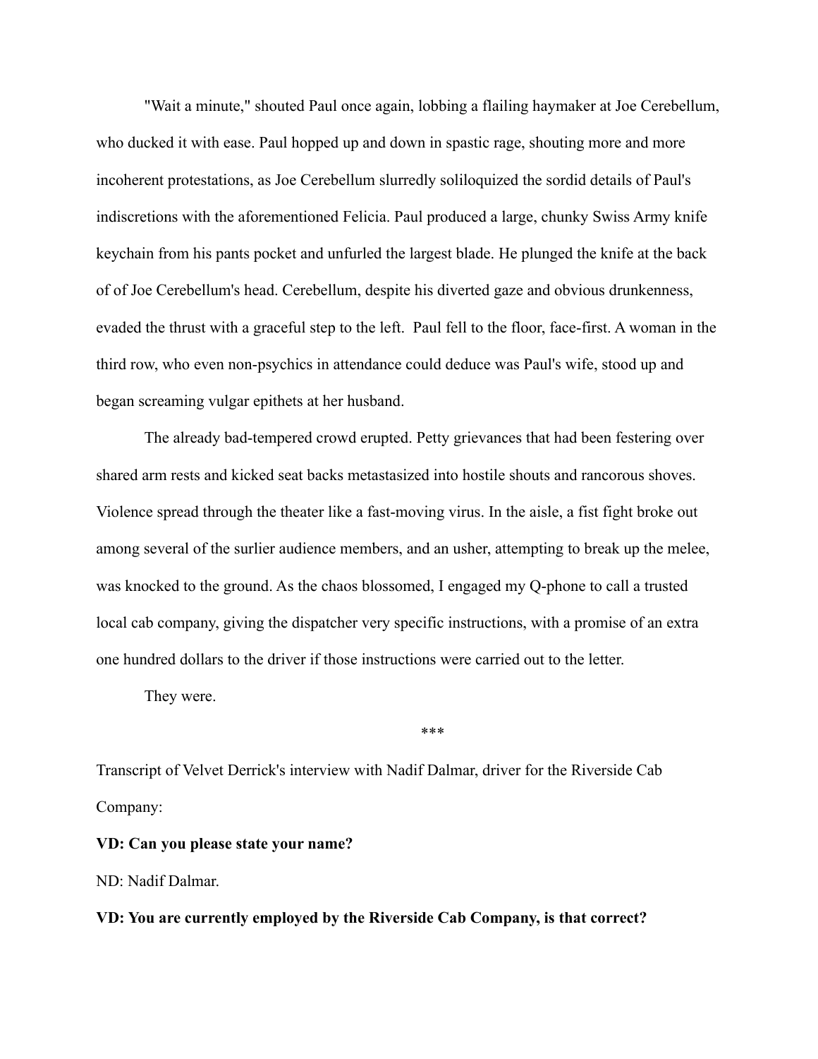"Wait a minute," shouted Paul once again, lobbing a flailing haymaker at Joe Cerebellum, who ducked it with ease. Paul hopped up and down in spastic rage, shouting more and more incoherent protestations, as Joe Cerebellum slurredly soliloquized the sordid details of Paul's indiscretions with the aforementioned Felicia. Paul produced a large, chunky Swiss Army knife keychain from his pants pocket and unfurled the largest blade. He plunged the knife at the back of of Joe Cerebellum's head. Cerebellum, despite his diverted gaze and obvious drunkenness, evaded the thrust with a graceful step to the left. Paul fell to the floor, face-first. A woman in the third row, who even non-psychics in attendance could deduce was Paul's wife, stood up and began screaming vulgar epithets at her husband.

The already bad-tempered crowd erupted. Petty grievances that had been festering over shared arm rests and kicked seat backs metastasized into hostile shouts and rancorous shoves. Violence spread through the theater like a fast-moving virus. In the aisle, a fist fight broke out among several of the surlier audience members, and an usher, attempting to break up the melee, was knocked to the ground. As the chaos blossomed, I engaged my Q-phone to call a trusted local cab company, giving the dispatcher very specific instructions, with a promise of an extra one hundred dollars to the driver if those instructions were carried out to the letter.

They were.

***

Transcript of Velvet Derrick's interview with Nadif Dalmar, driver for the Riverside Cab Company:

**VD: Can you please state your name?**

ND: Nadif Dalmar.

**VD: You are currently employed by the Riverside Cab Company, is that correct?**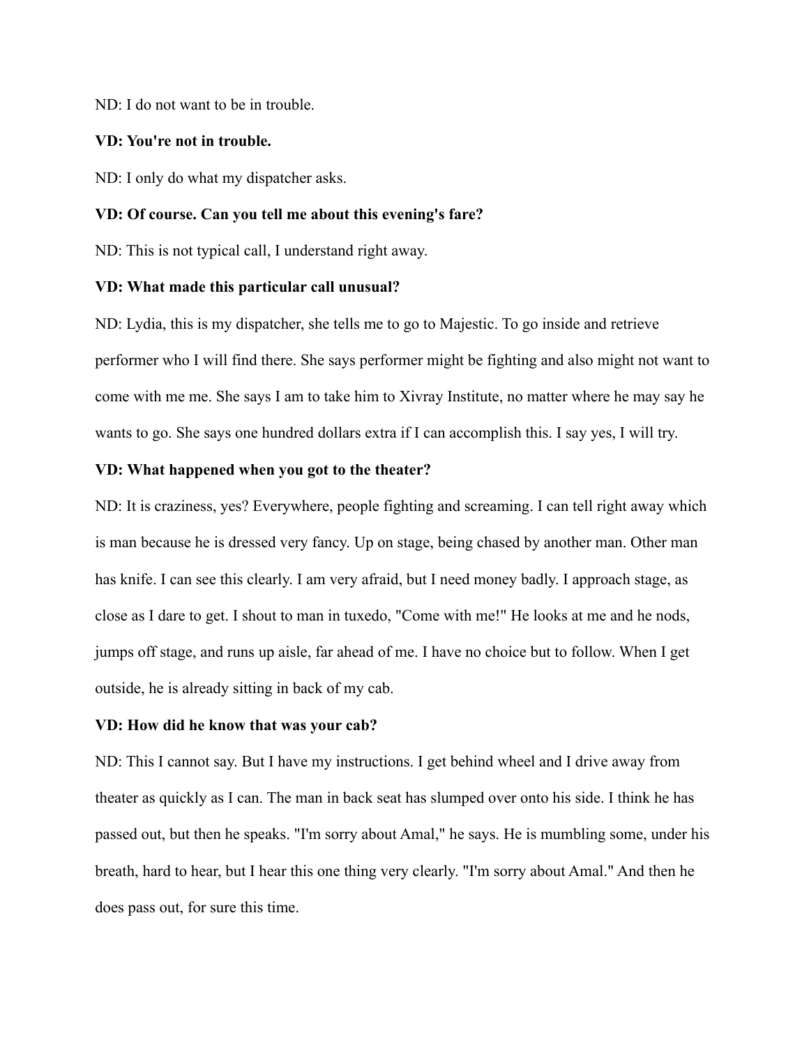ND: I do not want to be in trouble.

**VD: You're not in trouble.**

ND: I only do what my dispatcher asks.

**VD: Of course. Can you tell me about this evening's fare?**

ND: This is not typical call, I understand right away.

**VD: What made this particular call unusual?**

ND: Lydia, this is my dispatcher, she tells me to go to Majestic. To go inside and retrieve performer who I will find there. She says performer might be fighting and also might not want to come with me me. She says I am to take him to Xivray Institute, no matter where he may say he wants to go. She says one hundred dollars extra if I can accomplish this. I say yes, I will try.

**VD: What happened when you got to the theater?**

ND: It is craziness, yes? Everywhere, people fighting and screaming. I can tell right away which is man because he is dressed very fancy. Up on stage, being chased by another man. Other man has knife. I can see this clearly. I am very afraid, but I need money badly. I approach stage, as close as I dare to get. I shout to man in tuxedo, "Come with me!" He looks at me and he nods, jumps off stage, and runs up aisle, far ahead of me. I have no choice but to follow. When I get outside, he is already sitting in back of my cab.

**VD: How did he know that was your cab?**

ND: This I cannot say. But I have my instructions. I get behind wheel and I drive away from theater as quickly as I can. The man in back seat has slumped over onto his side. I think he has passed out, but then he speaks. "I'm sorry about Amal," he says. He is mumbling some, under his breath, hard to hear, but I hear this one thing very clearly. "I'm sorry about Amal." And then he does pass out, for sure this time.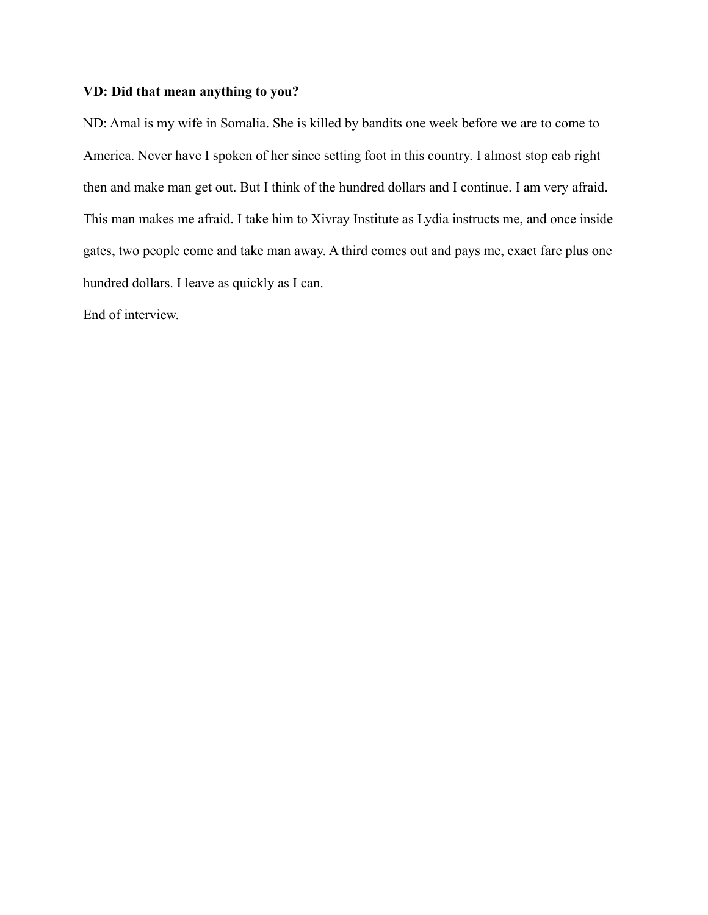**VD: Did that mean anything to you?**

ND: Amal is my wife in Somalia. She is killed by bandits one week before we are to come to America. Never have I spoken of her since setting foot in this country. I almost stop cab right then and make man get out. But I think of the hundred dollars and I continue. I am very afraid. This man makes me afraid. I take him to Xivray Institute as Lydia instructs me, and once inside gates, two people come and take man away. A third comes out and pays me, exact fare plus one hundred dollars. I leave as quickly as I can.

End of interview.